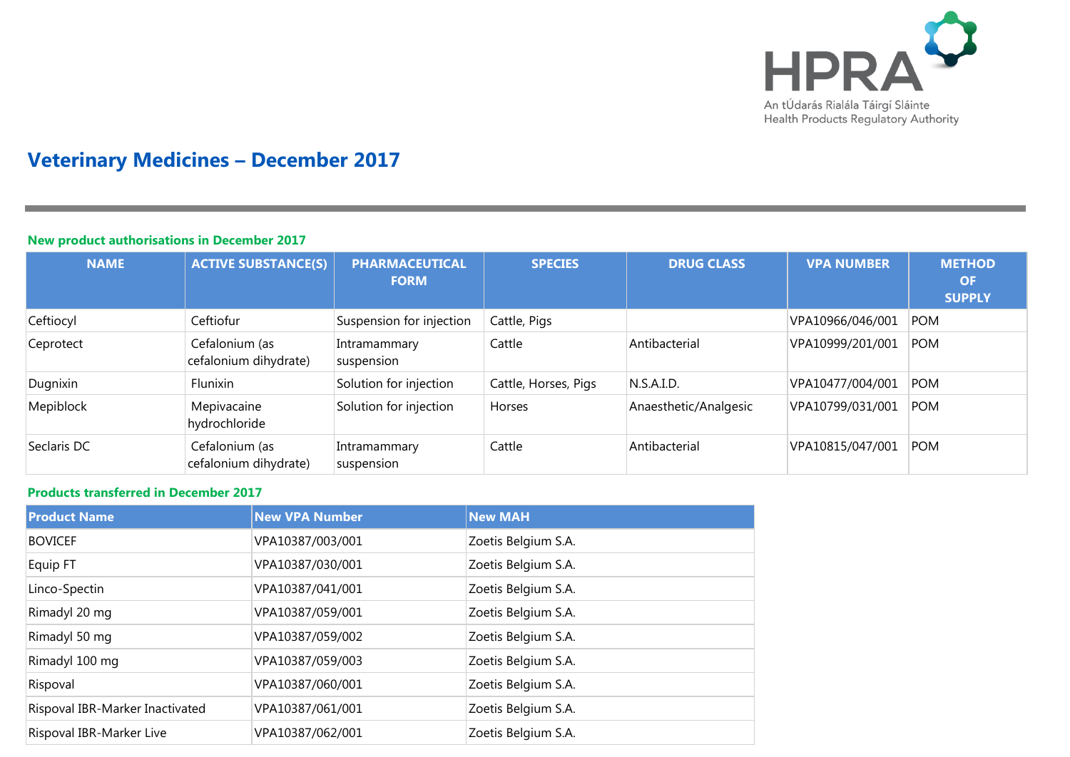# Veterinary Medicines – December 2017

## New product authorisations in December 2017

| NAME | ACTIVE SUBSTANCE(S) | PHARMACEUTICAL FORM | SPECIES | DRUG CLASS | VPA NUMBER | METHOD OF SUPPLY |
|---|---|---|---|---|---|---|
| Ceftiocyl | Ceftiofur | Suspension for injection | Cattle, Pigs | | VPA10966/046/001 | POM |
| Ceprotect | Cefalonium (as cefalonium dihydrate) | Intramammary suspension | Cattle | Antibacterial | VPA10999/201/001 | POM |
| Dugnixin | Flunixin | Solution for injection | Cattle, Horses, Pigs | N.S.A.I.D. | VPA10477/004/001 | POM |
| Mepiblock | Mepivacaine hydrochloride | Solution for injection | Horses | Anaesthetic/Analgesic | VPA10799/031/001 | POM |
| Seclaris DC | Cefalonium (as cefalonium dihydrate) | Intramammary suspension | Cattle | Antibacterial | VPA10815/047/001 | POM |

## Products transferred in December 2017

| Product Name | New VPA Number | New MAH |
|---|---|---|
| BOVICEF | VPA10387/003/001 | Zoetis Belgium S.A. |
| Equip FT | VPA10387/030/001 | Zoetis Belgium S.A. |
| Linco-Spectin | VPA10387/041/001 | Zoetis Belgium S.A. |
| Rimadyl 20 mg | VPA10387/059/001 | Zoetis Belgium S.A. |
| Rimadyl 50 mg | VPA10387/059/002 | Zoetis Belgium S.A. |
| Rimadyl 100 mg | VPA10387/059/003 | Zoetis Belgium S.A. |
| Rispoval | VPA10387/060/001 | Zoetis Belgium S.A. |
| Rispoval IBR-Marker Inactivated | VPA10387/061/001 | Zoetis Belgium S.A. |
| Rispoval IBR-Marker Live | VPA10387/062/001 | Zoetis Belgium S.A. |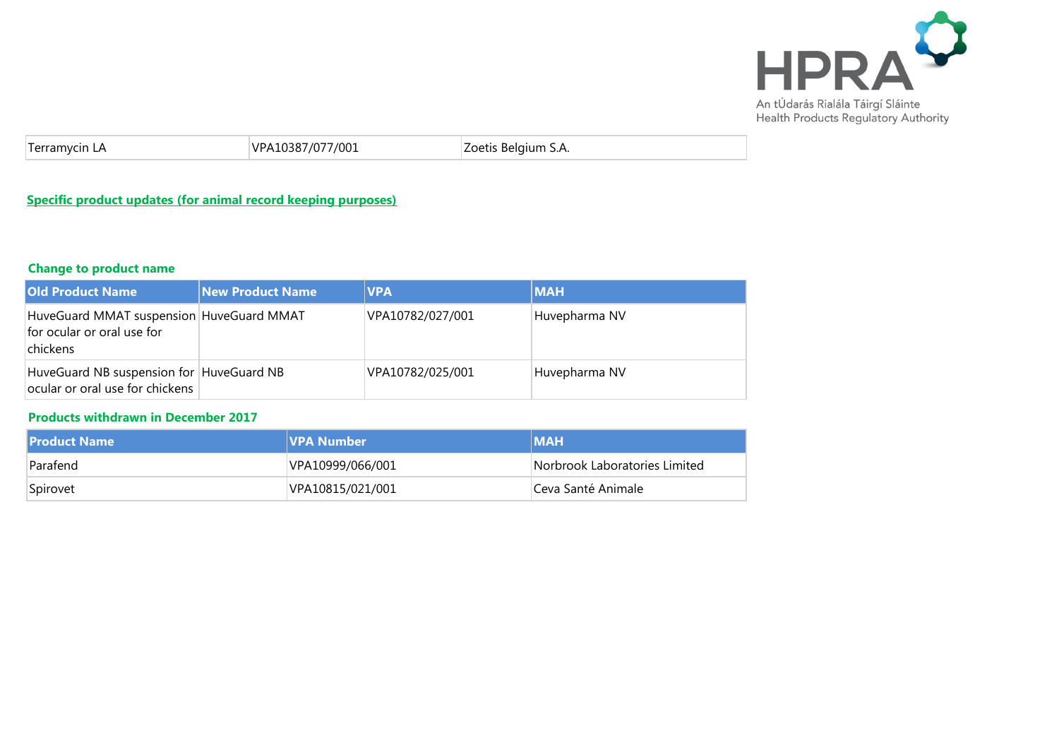| | | |
|---|---|---|
| Terramycin LA | VPA10387/077/001 | Zoetis Belgium S.A. |

## Specific product updates (for animal record keeping purposes)

### Change to product name

| Old Product Name | New Product Name | VPA | MAH |
|---|---|---|---|
| HuveGuard MMAT suspension for ocular or oral use for chickens | HuveGuard MMAT | VPA10782/027/001 | Huvepharma NV |
| HuveGuard NB suspension for ocular or oral use for chickens | HuveGuard NB | VPA10782/025/001 | Huvepharma NV |

### Products withdrawn in December 2017

| Product Name | VPA Number | MAH |
|---|---|---|
| Parafend | VPA10999/066/001 | Norbrook Laboratories Limited |
| Spirovet | VPA10815/021/001 | Ceva Santé Animale |